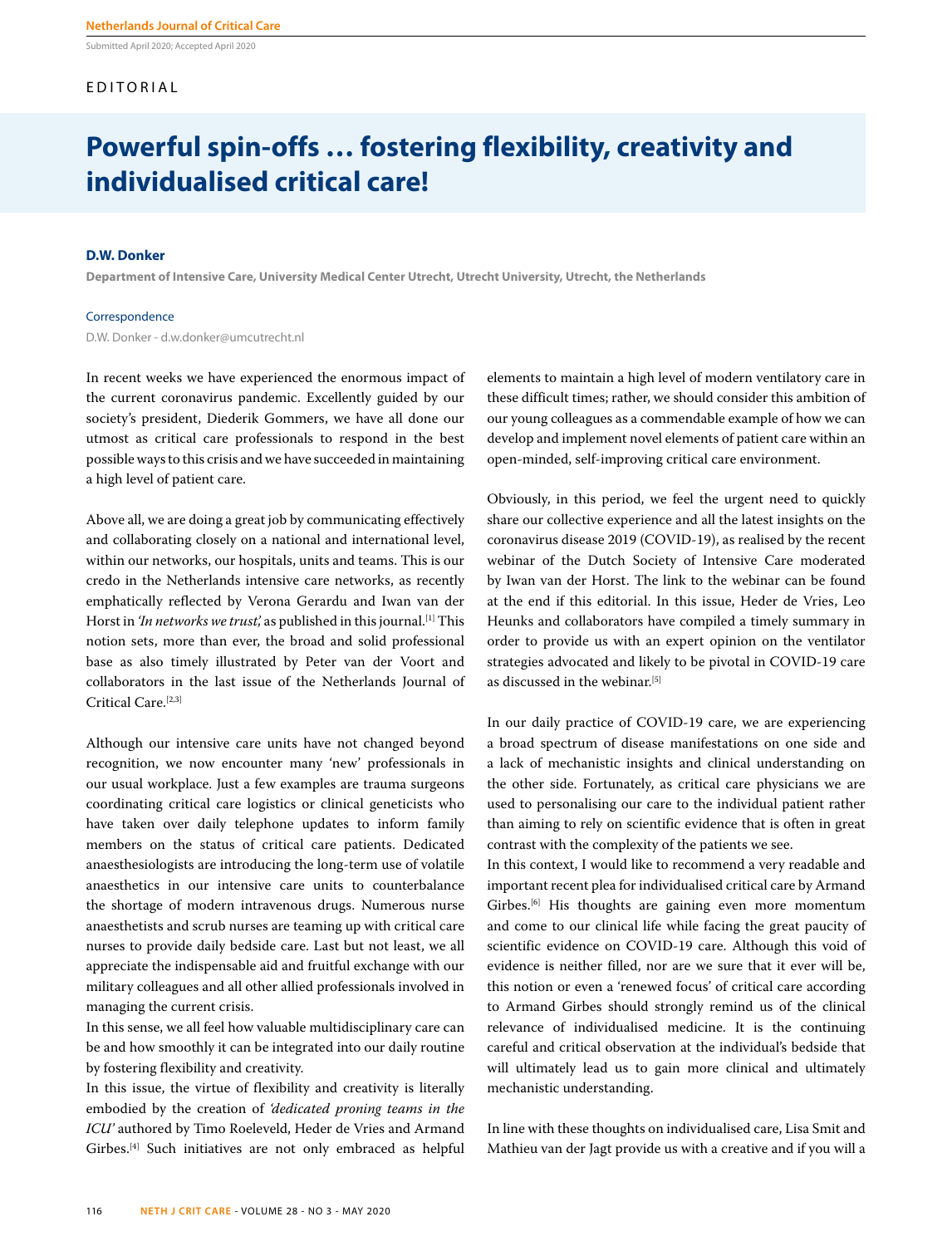EDITORIAL

# Powerful spin-offs … fostering flexibility, creativity and individualised critical care!

**D.W. Donker**

**Department of Intensive Care, University Medical Center Utrecht, Utrecht University, Utrecht, the Netherlands**

Correspondence

D.W. Donker - d.w.donker@umcutrecht.nl

In recent weeks we have experienced the enormous impact of the current coronavirus pandemic. Excellently guided by our society's president, Diederik Gommers, we have all done our utmost as critical care professionals to respond in the best possible ways to this crisis and we have succeeded in maintaining a high level of patient care.

Above all, we are doing a great job by communicating effectively and collaborating closely on a national and international level, within our networks, our hospitals, units and teams. This is our credo in the Netherlands intensive care networks, as recently emphatically reflected by Verona Gerardu and Iwan van der Horst in *'In networks we trust',* as published in this journal.[1] This notion sets, more than ever, the broad and solid professional base as also timely illustrated by Peter van der Voort and collaborators in the last issue of the Netherlands Journal of Critical Care.[2,3]

Although our intensive care units have not changed beyond recognition, we now encounter many 'new' professionals in our usual workplace. Just a few examples are trauma surgeons coordinating critical care logistics or clinical geneticists who have taken over daily telephone updates to inform family members on the status of critical care patients. Dedicated anaesthesiologists are introducing the long-term use of volatile anaesthetics in our intensive care units to counterbalance the shortage of modern intravenous drugs. Numerous nurse anaesthetists and scrub nurses are teaming up with critical care nurses to provide daily bedside care. Last but not least, we all appreciate the indispensable aid and fruitful exchange with our military colleagues and all other allied professionals involved in managing the current crisis.

In this sense, we all feel how valuable multidisciplinary care can be and how smoothly it can be integrated into our daily routine by fostering flexibility and creativity.

In this issue, the virtue of flexibility and creativity is literally embodied by the creation of *'dedicated proning teams in the ICU'* authored by Timo Roeleveld, Heder de Vries and Armand Girbes.[4] Such initiatives are not only embraced as helpful elements to maintain a high level of modern ventilatory care in these difficult times; rather, we should consider this ambition of our young colleagues as a commendable example of how we can develop and implement novel elements of patient care within an open-minded, self-improving critical care environment.

Obviously, in this period, we feel the urgent need to quickly share our collective experience and all the latest insights on the coronavirus disease 2019 (COVID-19), as realised by the recent webinar of the Dutch Society of Intensive Care moderated by Iwan van der Horst. The link to the webinar can be found at the end if this editorial. In this issue, Heder de Vries, Leo Heunks and collaborators have compiled a timely summary in order to provide us with an expert opinion on the ventilator strategies advocated and likely to be pivotal in COVID-19 care as discussed in the webinar.[5]

In our daily practice of COVID-19 care, we are experiencing a broad spectrum of disease manifestations on one side and a lack of mechanistic insights and clinical understanding on the other side. Fortunately, as critical care physicians we are used to personalising our care to the individual patient rather than aiming to rely on scientific evidence that is often in great contrast with the complexity of the patients we see.

In this context, I would like to recommend a very readable and important recent plea for individualised critical care by Armand Girbes.[6] His thoughts are gaining even more momentum and come to our clinical life while facing the great paucity of scientific evidence on COVID-19 care. Although this void of evidence is neither filled, nor are we sure that it ever will be, this notion or even a 'renewed focus' of critical care according to Armand Girbes should strongly remind us of the clinical relevance of individualised medicine. It is the continuing careful and critical observation at the individual's bedside that will ultimately lead us to gain more clinical and ultimately mechanistic understanding.

In line with these thoughts on individualised care, Lisa Smit and Mathieu van der Jagt provide us with a creative and if you will a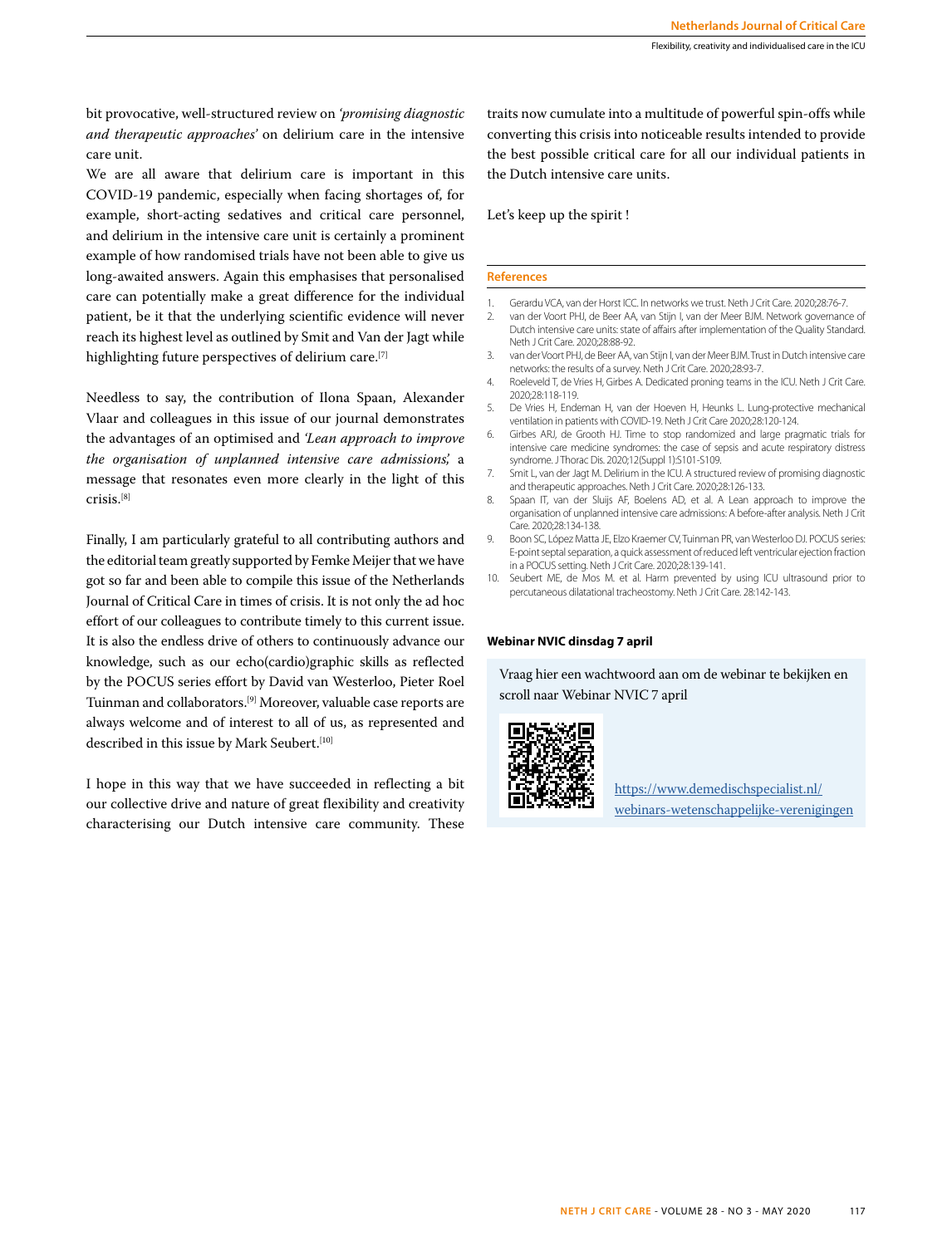bit provocative, well-structured review on *'promising diagnostic and therapeutic approaches'* on delirium care in the intensive care unit.

We are all aware that delirium care is important in this COVID-19 pandemic, especially when facing shortages of, for example, short-acting sedatives and critical care personnel, and delirium in the intensive care unit is certainly a prominent example of how randomised trials have not been able to give us long-awaited answers. Again this emphasises that personalised care can potentially make a great difference for the individual patient, be it that the underlying scientific evidence will never reach its highest level as outlined by Smit and Van der Jagt while highlighting future perspectives of delirium care.[7]

Needless to say, the contribution of Ilona Spaan, Alexander Vlaar and colleagues in this issue of our journal demonstrates the advantages of an optimised and *'Lean approach to improve the organisation of unplanned intensive care admissions',* a message that resonates even more clearly in the light of this crisis.[8]

Finally, I am particularly grateful to all contributing authors and the editorial team greatly supported by Femke Meijer that we have got so far and been able to compile this issue of the Netherlands Journal of Critical Care in times of crisis. It is not only the ad hoc effort of our colleagues to contribute timely to this current issue. It is also the endless drive of others to continuously advance our knowledge, such as our echo(cardio)graphic skills as reflected by the POCUS series effort by David van Westerloo, Pieter Roel Tuinman and collaborators.[9] Moreover, valuable case reports are always welcome and of interest to all of us, as represented and described in this issue by Mark Seubert.[10]

I hope in this way that we have succeeded in reflecting a bit our collective drive and nature of great flexibility and creativity characterising our Dutch intensive care community. These traits now cumulate into a multitude of powerful spin-offs while converting this crisis into noticeable results intended to provide the best possible critical care for all our individual patients in the Dutch intensive care units.

Let's keep up the spirit !

## References

1. Gerardu VCA, van der Horst ICC. In networks we trust. Neth J Crit Care. 2020;28:76-7.
2. van der Voort PHJ, de Beer AA, van Stijn I, van der Meer BJM. Network governance of Dutch intensive care units: state of affairs after implementation of the Quality Standard. Neth J Crit Care. 2020;28:88-92.
3. van der Voort PHJ, de Beer AA, van Stijn I, van der Meer BJM. Trust in Dutch intensive care networks: the results of a survey. Neth J Crit Care. 2020;28:93-7.
4. Roeleveld T, de Vries H, Girbes A. Dedicated proning teams in the ICU. Neth J Crit Care. 2020;28:118-119.
5. De Vries H, Endeman H, van der Hoeven H, Heunks L. Lung-protective mechanical ventilation in patients with COVID-19. Neth J Crit Care 2020;28:120-124.
6. Girbes ARJ, de Grooth HJ. Time to stop randomized and large pragmatic trials for intensive care medicine syndromes: the case of sepsis and acute respiratory distress syndrome. J Thorac Dis. 2020;12(Suppl 1):S101-S109.
7. Smit L, van der Jagt M. Delirium in the ICU. A structured review of promising diagnostic and therapeutic approaches. Neth J Crit Care. 2020;28:126-133.
8. Spaan IT, van der Sluijs AF, Boelens AD, et al. A Lean approach to improve the organisation of unplanned intensive care admissions: A before-after analysis. Neth J Crit Care. 2020;28:134-138.
9. Boon SC, López Matta JE, Elzo Kraemer CV, Tuinman PR, van Westerloo DJ. POCUS series: E-point septal separation, a quick assessment of reduced left ventricular ejection fraction in a POCUS setting. Neth J Crit Care. 2020;28:139-141.
10. Seubert ME, de Mos M. et al. Harm prevented by using ICU ultrasound prior to percutaneous dilatational tracheostomy. Neth J Crit Care. 28:142-143.

**Webinar NVIC dinsdag 7 april**

Vraag hier een wachtwoord aan om de webinar te bekijken en scroll naar Webinar NVIC 7 april

https://www.demedischspecialist.nl/webinars-wetenschappelijke-verenigingen